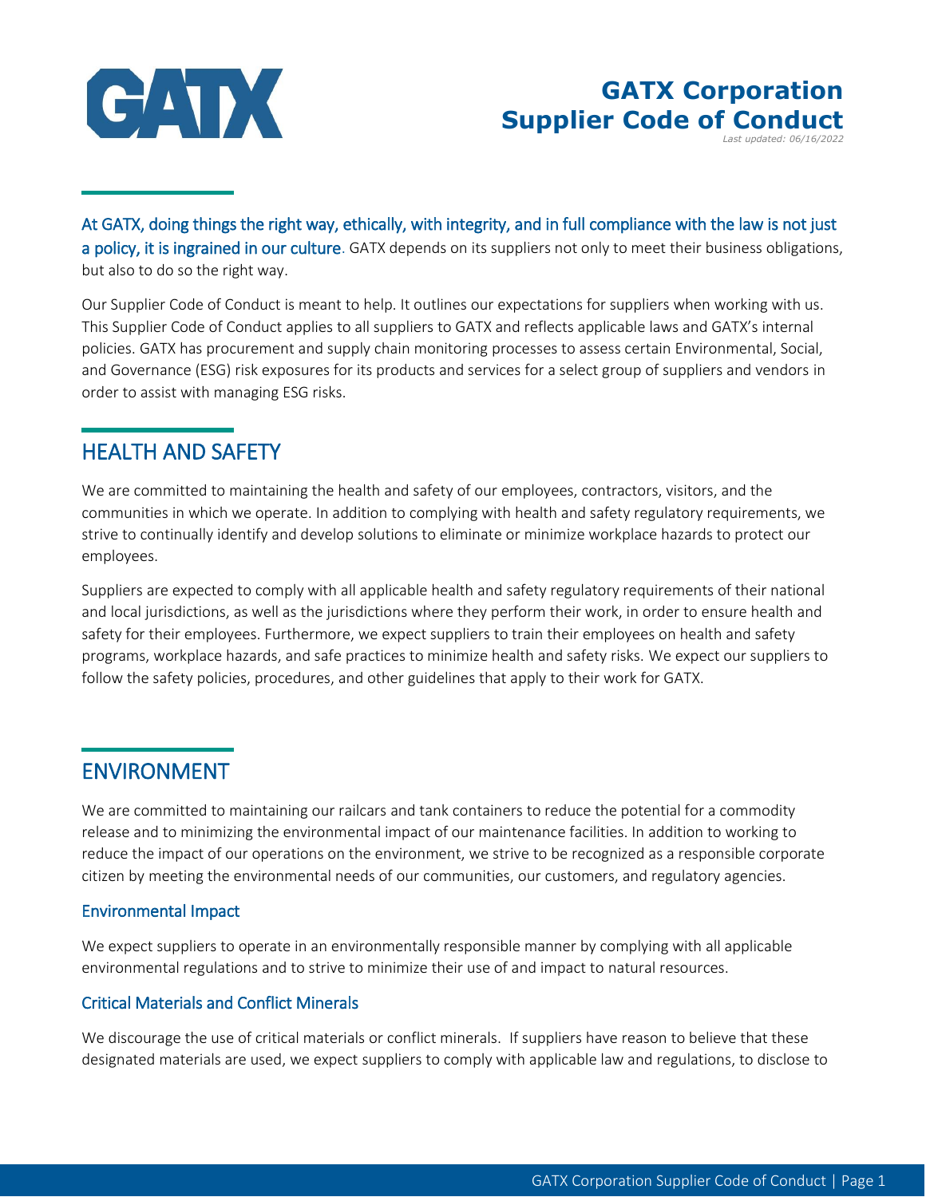# GATX Corporation Supplier Code of Conduct

*Last updated: 06/16/2022*

At GATX, doing things the right way, ethically, with integrity, and in full compliance with the law is not just a policy, it is ingrained in our culture. GATX depends on its suppliers not only to meet their business obligations, but also to do so the right way.

Our Supplier Code of Conduct is meant to help. It outlines our expectations for suppliers when working with us. This Supplier Code of Conduct applies to all suppliers to GATX and reflects applicable laws and GATX's internal policies. GATX has procurement and supply chain monitoring processes to assess certain Environmental, Social, and Governance (ESG) risk exposures for its products and services for a select group of suppliers and vendors in order to assist with managing ESG risks.

## HEALTH AND SAFETY

We are committed to maintaining the health and safety of our employees, contractors, visitors, and the communities in which we operate. In addition to complying with health and safety regulatory requirements, we strive to continually identify and develop solutions to eliminate or minimize workplace hazards to protect our employees.

Suppliers are expected to comply with all applicable health and safety regulatory requirements of their national and local jurisdictions, as well as the jurisdictions where they perform their work, in order to ensure health and safety for their employees. Furthermore, we expect suppliers to train their employees on health and safety programs, workplace hazards, and safe practices to minimize health and safety risks. We expect our suppliers to follow the safety policies, procedures, and other guidelines that apply to their work for GATX.

## ENVIRONMENT

We are committed to maintaining our railcars and tank containers to reduce the potential for a commodity release and to minimizing the environmental impact of our maintenance facilities. In addition to working to reduce the impact of our operations on the environment, we strive to be recognized as a responsible corporate citizen by meeting the environmental needs of our communities, our customers, and regulatory agencies.

### Environmental Impact

We expect suppliers to operate in an environmentally responsible manner by complying with all applicable environmental regulations and to strive to minimize their use of and impact to natural resources.

### Critical Materials and Conflict Minerals

We discourage the use of critical materials or conflict minerals. If suppliers have reason to believe that these designated materials are used, we expect suppliers to comply with applicable law and regulations, to disclose to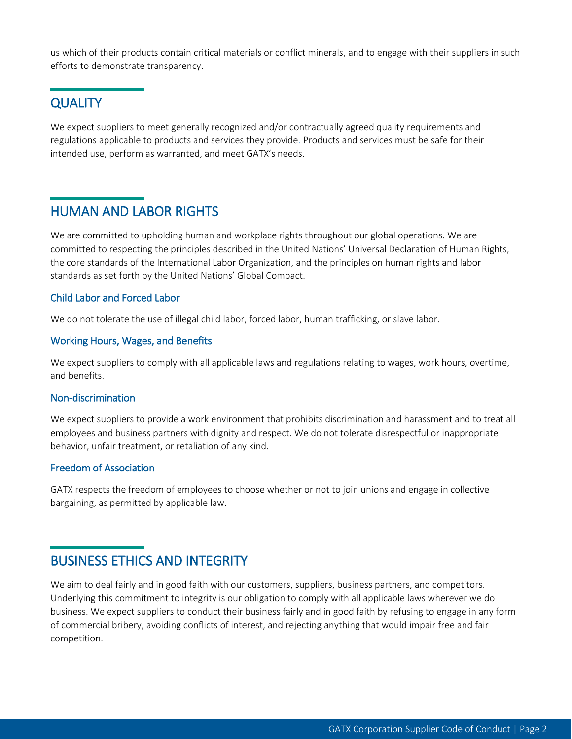us which of their products contain critical materials or conflict minerals, and to engage with their suppliers in such efforts to demonstrate transparency.

## QUALITY

We expect suppliers to meet generally recognized and/or contractually agreed quality requirements and regulations applicable to products and services they provide. Products and services must be safe for their intended use, perform as warranted, and meet GATX's needs.

## HUMAN AND LABOR RIGHTS

We are committed to upholding human and workplace rights throughout our global operations. We are committed to respecting the principles described in the United Nations' Universal Declaration of Human Rights, the core standards of the International Labor Organization, and the principles on human rights and labor standards as set forth by the United Nations' Global Compact.

### Child Labor and Forced Labor

We do not tolerate the use of illegal child labor, forced labor, human trafficking, or slave labor.

### Working Hours, Wages, and Benefits

We expect suppliers to comply with all applicable laws and regulations relating to wages, work hours, overtime, and benefits.

### Non-discrimination

We expect suppliers to provide a work environment that prohibits discrimination and harassment and to treat all employees and business partners with dignity and respect. We do not tolerate disrespectful or inappropriate behavior, unfair treatment, or retaliation of any kind.

### Freedom of Association

GATX respects the freedom of employees to choose whether or not to join unions and engage in collective bargaining, as permitted by applicable law.

## BUSINESS ETHICS AND INTEGRITY

We aim to deal fairly and in good faith with our customers, suppliers, business partners, and competitors. Underlying this commitment to integrity is our obligation to comply with all applicable laws wherever we do business. We expect suppliers to conduct their business fairly and in good faith by refusing to engage in any form of commercial bribery, avoiding conflicts of interest, and rejecting anything that would impair free and fair competition.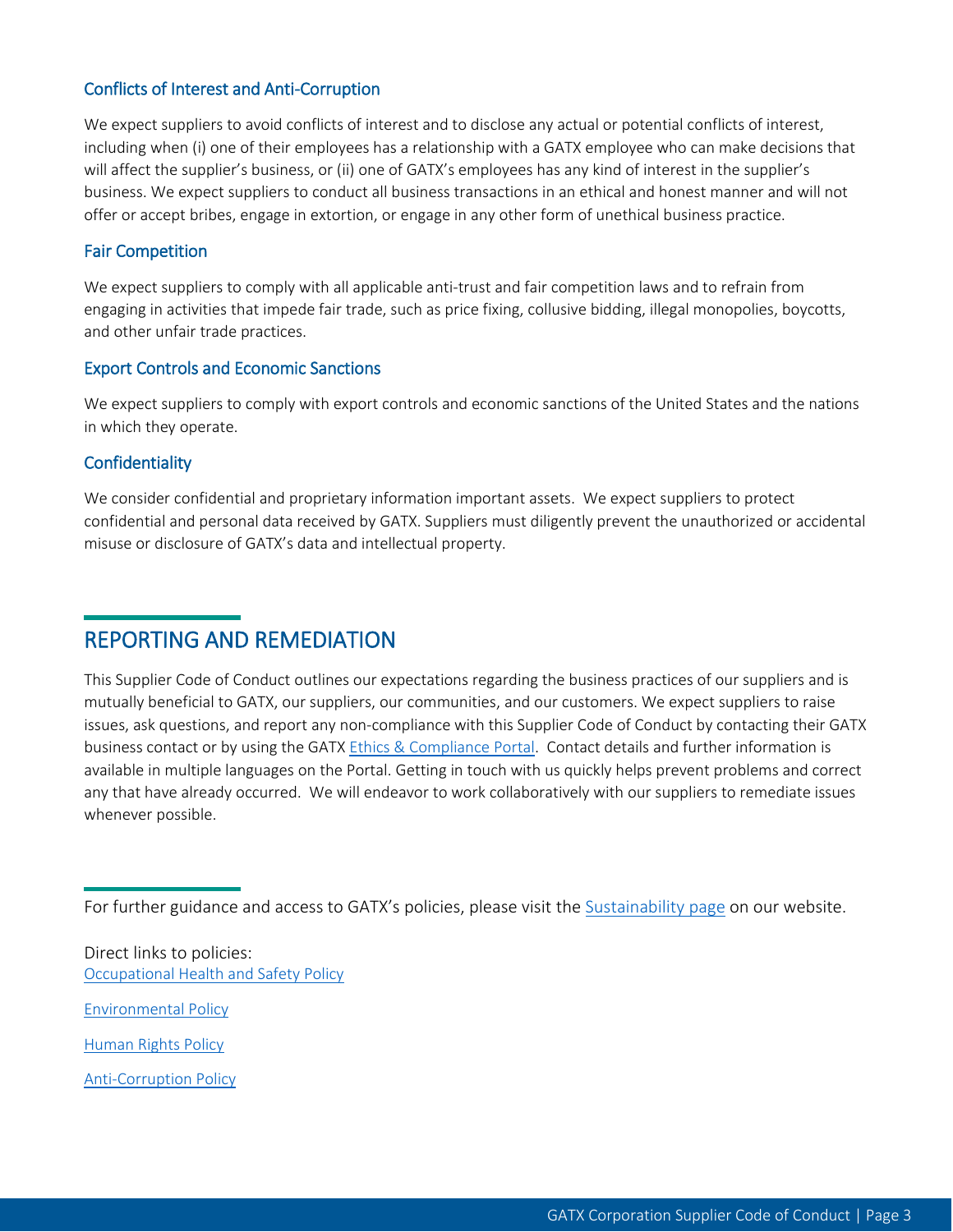### Conflicts of Interest and Anti-Corruption

We expect suppliers to avoid conflicts of interest and to disclose any actual or potential conflicts of interest, including when (i) one of their employees has a relationship with a GATX employee who can make decisions that will affect the supplier's business, or (ii) one of GATX's employees has any kind of interest in the supplier's business. We expect suppliers to conduct all business transactions in an ethical and honest manner and will not offer or accept bribes, engage in extortion, or engage in any other form of unethical business practice.

### Fair Competition

We expect suppliers to comply with all applicable anti-trust and fair competition laws and to refrain from engaging in activities that impede fair trade, such as price fixing, collusive bidding, illegal monopolies, boycotts, and other unfair trade practices.

### Export Controls and Economic Sanctions

We expect suppliers to comply with export controls and economic sanctions of the United States and the nations in which they operate.

### Confidentiality

We consider confidential and proprietary information important assets. We expect suppliers to protect confidential and personal data received by GATX. Suppliers must diligently prevent the unauthorized or accidental misuse or disclosure of GATX's data and intellectual property.

## REPORTING AND REMEDIATION

This Supplier Code of Conduct outlines our expectations regarding the business practices of our suppliers and is mutually beneficial to GATX, our suppliers, our communities, and our customers. We expect suppliers to raise issues, ask questions, and report any non-compliance with this Supplier Code of Conduct by contacting their GATX business contact or by using the GATX Ethics & Compliance Portal. Contact details and further information is available in multiple languages on the Portal. Getting in touch with us quickly helps prevent problems and correct any that have already occurred. We will endeavor to work collaboratively with our suppliers to remediate issues whenever possible.

For further guidance and access to GATX's policies, please visit the Sustainability page on our website.

Direct links to policies:

Occupational Health and Safety Policy

Environmental Policy

Human Rights Policy

Anti-Corruption Policy